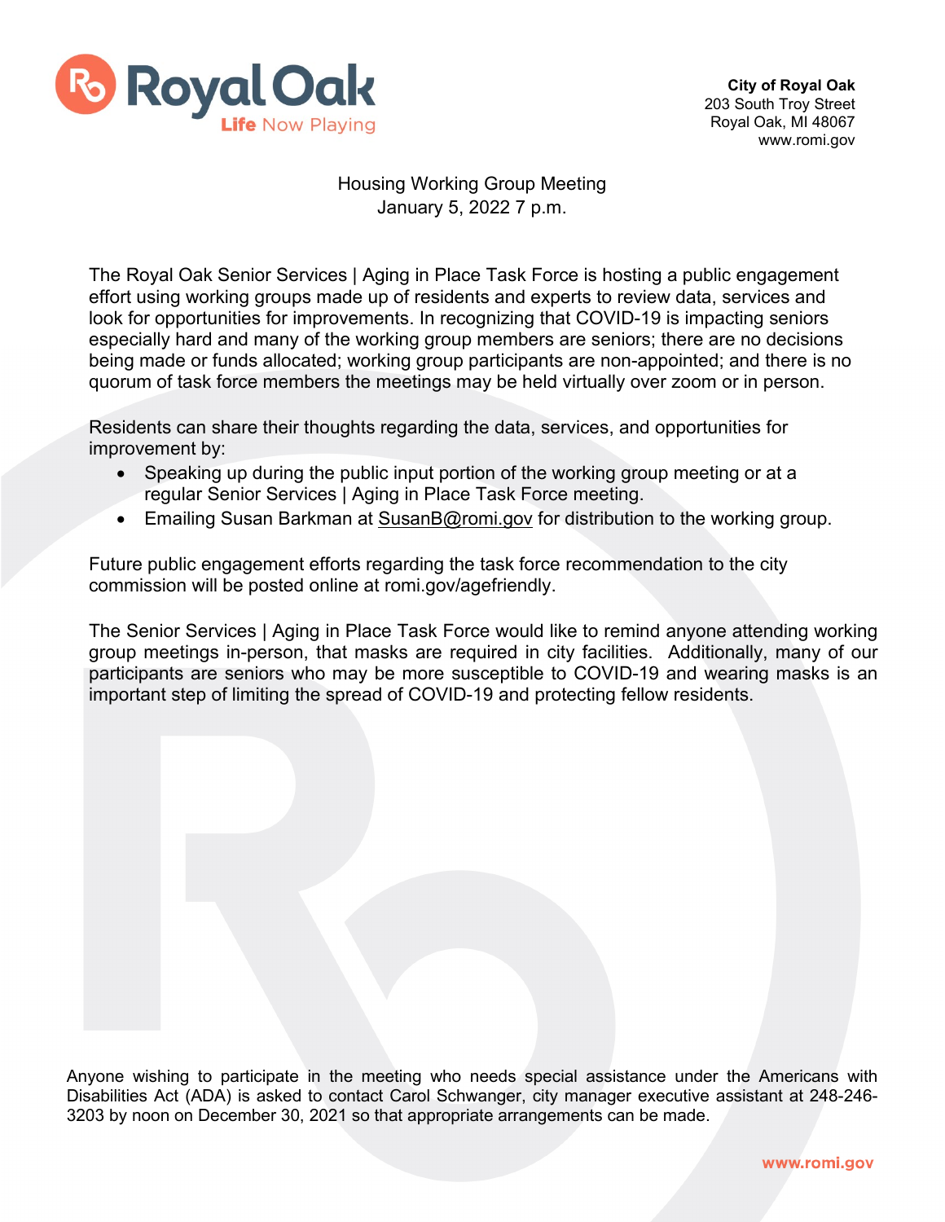Royal Oak
Life Now Playing

**City of Royal Oak**
203 South Troy Street
Royal Oak, MI 48067
www.romi.gov

Housing Working Group Meeting
January 5, 2022 7 p.m.

The Royal Oak Senior Services | Aging in Place Task Force is hosting a public engagement effort using working groups made up of residents and experts to review data, services and look for opportunities for improvements. In recognizing that COVID-19 is impacting seniors especially hard and many of the working group members are seniors; there are no decisions being made or funds allocated; working group participants are non-appointed; and there is no quorum of task force members the meetings may be held virtually over zoom or in person.

Residents can share their thoughts regarding the data, services, and opportunities for improvement by:

- Speaking up during the public input portion of the working group meeting or at a regular Senior Services | Aging in Place Task Force meeting.
- Emailing Susan Barkman at SusanB@romi.gov for distribution to the working group.

Future public engagement efforts regarding the task force recommendation to the city commission will be posted online at romi.gov/agefriendly.

The Senior Services | Aging in Place Task Force would like to remind anyone attending working group meetings in-person, that masks are required in city facilities. Additionally, many of our participants are seniors who may be more susceptible to COVID-19 and wearing masks is an important step of limiting the spread of COVID-19 and protecting fellow residents.

Anyone wishing to participate in the meeting who needs special assistance under the Americans with Disabilities Act (ADA) is asked to contact Carol Schwanger, city manager executive assistant at 248-246-3203 by noon on December 30, 2021 so that appropriate arrangements can be made.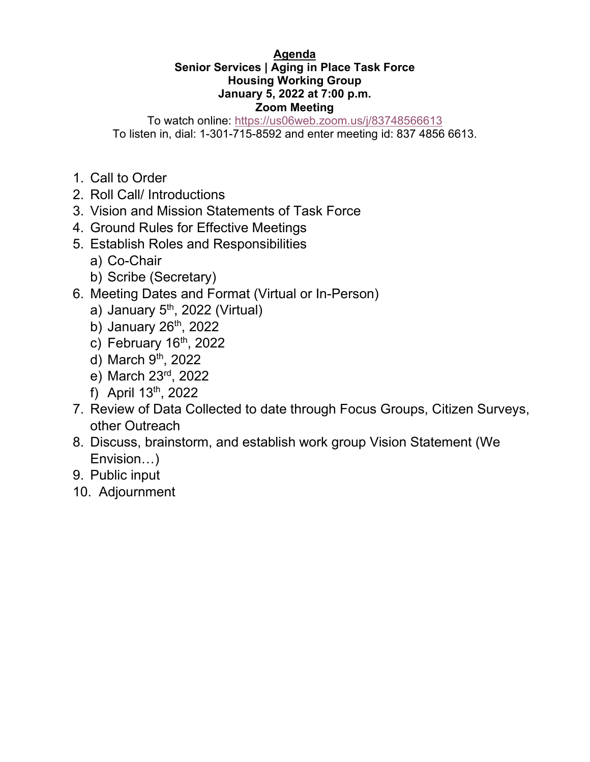**Agenda**

**Senior Services | Aging in Place Task Force**

**Housing Working Group**

**January 5, 2022 at 7:00 p.m.**

**Zoom Meeting**

To watch online: https://us06web.zoom.us/j/83748566613

To listen in, dial: 1-301-715-8592 and enter meeting id: 837 4856 6613.

1. Call to Order
2. Roll Call/ Introductions
3. Vision and Mission Statements of Task Force
4. Ground Rules for Effective Meetings
5. Establish Roles and Responsibilities
   a) Co-Chair
   b) Scribe (Secretary)
6. Meeting Dates and Format (Virtual or In-Person)
   a) January 5th, 2022 (Virtual)
   b) January 26th, 2022
   c) February 16th, 2022
   d) March 9th, 2022
   e) March 23rd, 2022
   f) April 13th, 2022
7. Review of Data Collected to date through Focus Groups, Citizen Surveys, other Outreach
8. Discuss, brainstorm, and establish work group Vision Statement (We Envision…)
9. Public input
10. Adjournment